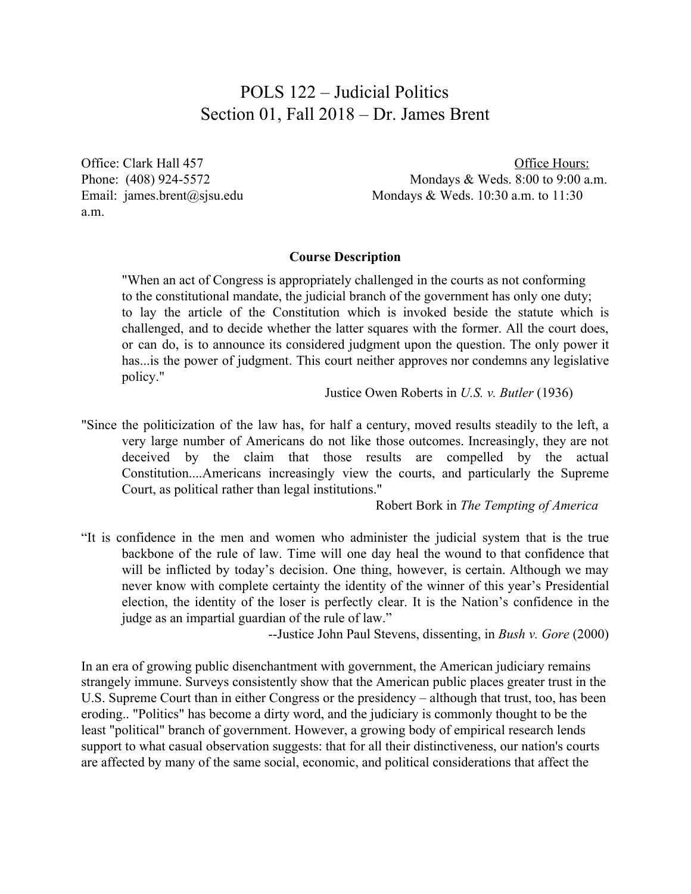# POLS 122 – Judicial Politics
## Section 01, Fall 2018 – Dr. James Brent

Office: Clark Hall 457
Phone: (408) 924-5572
Email: james.brent@sjsu.edu

Office Hours:
Mondays & Weds. 8:00 to 9:00 a.m.
Mondays & Weds. 10:30 a.m. to 11:30 a.m.

### Course Description

> "When an act of Congress is appropriately challenged in the courts as not conforming to the constitutional mandate, the judicial branch of the government has only one duty; to lay the article of the Constitution which is invoked beside the statute which is challenged, and to decide whether the latter squares with the former. All the court does, or can do, is to announce its considered judgment upon the question. The only power it has...is the power of judgment. This court neither approves nor condemns any legislative policy."
>
> Justice Owen Roberts in *U.S. v. Butler* (1936)

> "Since the politicization of the law has, for half a century, moved results steadily to the left, a very large number of Americans do not like those outcomes. Increasingly, they are not deceived by the claim that those results are compelled by the actual Constitution....Americans increasingly view the courts, and particularly the Supreme Court, as political rather than legal institutions."
>
> Robert Bork in *The Tempting of America*

> "It is confidence in the men and women who administer the judicial system that is the true backbone of the rule of law. Time will one day heal the wound to that confidence that will be inflicted by today's decision. One thing, however, is certain. Although we may never know with complete certainty the identity of the winner of this year's Presidential election, the identity of the loser is perfectly clear. It is the Nation's confidence in the judge as an impartial guardian of the rule of law."
>
> --Justice John Paul Stevens, dissenting, in *Bush v. Gore* (2000)

In an era of growing public disenchantment with government, the American judiciary remains strangely immune. Surveys consistently show that the American public places greater trust in the U.S. Supreme Court than in either Congress or the presidency – although that trust, too, has been eroding.. "Politics" has become a dirty word, and the judiciary is commonly thought to be the least "political" branch of government. However, a growing body of empirical research lends support to what casual observation suggests: that for all their distinctiveness, our nation's courts are affected by many of the same social, economic, and political considerations that affect the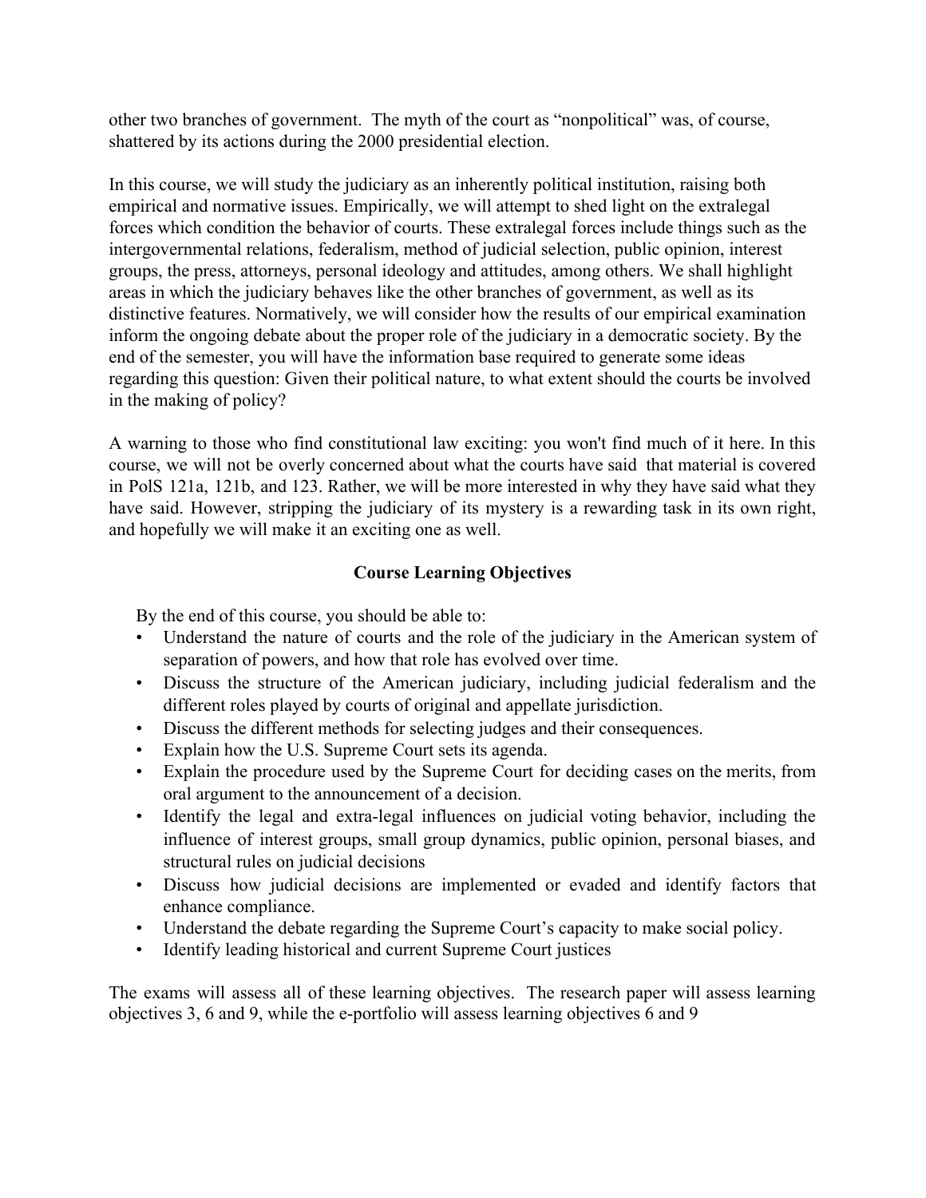other two branches of government. The myth of the court as "nonpolitical" was, of course, shattered by its actions during the 2000 presidential election.

In this course, we will study the judiciary as an inherently political institution, raising both empirical and normative issues. Empirically, we will attempt to shed light on the extralegal forces which condition the behavior of courts. These extralegal forces include things such as the intergovernmental relations, federalism, method of judicial selection, public opinion, interest groups, the press, attorneys, personal ideology and attitudes, among others. We shall highlight areas in which the judiciary behaves like the other branches of government, as well as its distinctive features. Normatively, we will consider how the results of our empirical examination inform the ongoing debate about the proper role of the judiciary in a democratic society. By the end of the semester, you will have the information base required to generate some ideas regarding this question: Given their political nature, to what extent should the courts be involved in the making of policy?

A warning to those who find constitutional law exciting: you won't find much of it here. In this course, we will not be overly concerned about what the courts have said  that material is covered in PolS 121a, 121b, and 123. Rather, we will be more interested in why they have said what they have said. However, stripping the judiciary of its mystery is a rewarding task in its own right, and hopefully we will make it an exciting one as well.

## Course Learning Objectives

By the end of this course, you should be able to:

- Understand the nature of courts and the role of the judiciary in the American system of separation of powers, and how that role has evolved over time.
- Discuss the structure of the American judiciary, including judicial federalism and the different roles played by courts of original and appellate jurisdiction.
- Discuss the different methods for selecting judges and their consequences.
- Explain how the U.S. Supreme Court sets its agenda.
- Explain the procedure used by the Supreme Court for deciding cases on the merits, from oral argument to the announcement of a decision.
- Identify the legal and extra-legal influences on judicial voting behavior, including the influence of interest groups, small group dynamics, public opinion, personal biases, and structural rules on judicial decisions
- Discuss how judicial decisions are implemented or evaded and identify factors that enhance compliance.
- Understand the debate regarding the Supreme Court's capacity to make social policy.
- Identify leading historical and current Supreme Court justices

The exams will assess all of these learning objectives. The research paper will assess learning objectives 3, 6 and 9, while the e-portfolio will assess learning objectives 6 and 9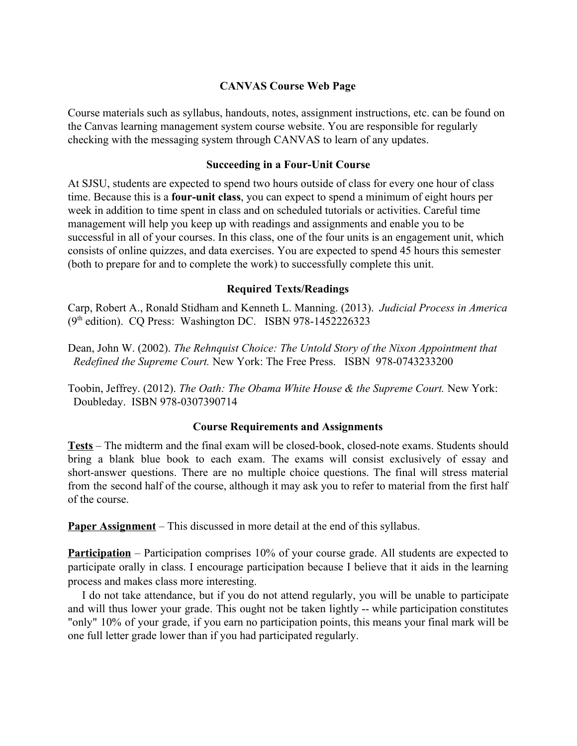## CANVAS Course Web Page

Course materials such as syllabus, handouts, notes, assignment instructions, etc. can be found on the Canvas learning management system course website. You are responsible for regularly checking with the messaging system through CANVAS to learn of any updates.

## Succeeding in a Four-Unit Course

At SJSU, students are expected to spend two hours outside of class for every one hour of class time. Because this is a **four-unit class**, you can expect to spend a minimum of eight hours per week in addition to time spent in class and on scheduled tutorials or activities. Careful time management will help you keep up with readings and assignments and enable you to be successful in all of your courses. In this class, one of the four units is an engagement unit, which consists of online quizzes, and data exercises. You are expected to spend 45 hours this semester (both to prepare for and to complete the work) to successfully complete this unit.

## Required Texts/Readings

Carp, Robert A., Ronald Stidham and Kenneth L. Manning. (2013). *Judicial Process in America* (9th edition). CQ Press: Washington DC. ISBN 978-1452226323

Dean, John W. (2002). *The Rehnquist Choice: The Untold Story of the Nixon Appointment that Redefined the Supreme Court.* New York: The Free Press. ISBN 978-0743233200

Toobin, Jeffrey. (2012). *The Oath: The Obama White House & the Supreme Court.* New York: Doubleday. ISBN 978-0307390714

## Course Requirements and Assignments

**Tests** – The midterm and the final exam will be closed-book, closed-note exams. Students should bring a blank blue book to each exam. The exams will consist exclusively of essay and short-answer questions. There are no multiple choice questions. The final will stress material from the second half of the course, although it may ask you to refer to material from the first half of the course.

**Paper Assignment** – This discussed in more detail at the end of this syllabus.

**Participation** – Participation comprises 10% of your course grade. All students are expected to participate orally in class. I encourage participation because I believe that it aids in the learning process and makes class more interesting.

I do not take attendance, but if you do not attend regularly, you will be unable to participate and will thus lower your grade. This ought not be taken lightly -- while participation constitutes "only" 10% of your grade, if you earn no participation points, this means your final mark will be one full letter grade lower than if you had participated regularly.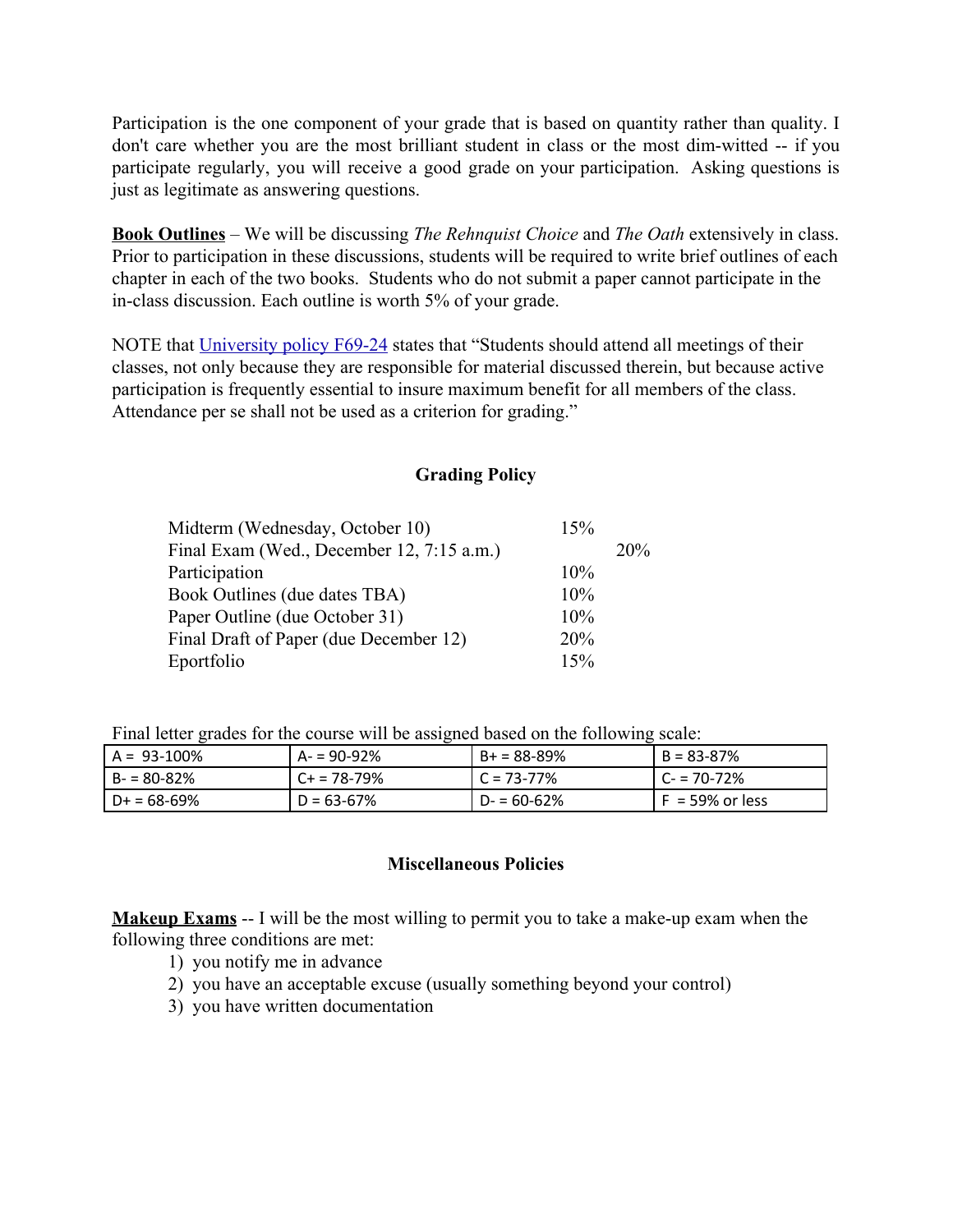Participation is the one component of your grade that is based on quantity rather than quality. I don't care whether you are the most brilliant student in class or the most dim-witted -- if you participate regularly, you will receive a good grade on your participation. Asking questions is just as legitimate as answering questions.

**Book Outlines** – We will be discussing *The Rehnquist Choice* and *The Oath* extensively in class. Prior to participation in these discussions, students will be required to write brief outlines of each chapter in each of the two books. Students who do not submit a paper cannot participate in the in-class discussion. Each outline is worth 5% of your grade.

NOTE that University policy F69-24 states that "Students should attend all meetings of their classes, not only because they are responsible for material discussed therein, but because active participation is frequently essential to insure maximum benefit for all members of the class. Attendance per se shall not be used as a criterion for grading."

## Grading Policy

| | |
|---|---|
| Midterm (Wednesday, October 10) | 15% |
| Final Exam (Wed., December 12, 7:15 a.m.) | 20% |
| Participation | 10% |
| Book Outlines (due dates TBA) | 10% |
| Paper Outline (due October 31) | 10% |
| Final Draft of Paper (due December 12) | 20% |
| Eportfolio | 15% |

Final letter grades for the course will be assigned based on the following scale:

| | | | |
|---|---|---|---|
| A = 93-100% | A- = 90-92% | B+ = 88-89% | B = 83-87% |
| B- = 80-82% | C+ = 78-79% | C = 73-77% | C- = 70-72% |
| D+ = 68-69% | D = 63-67% | D- = 60-62% | F = 59% or less |

## Miscellaneous Policies

**Makeup Exams** -- I will be the most willing to permit you to take a make-up exam when the following three conditions are met:

1) you notify me in advance
2) you have an acceptable excuse (usually something beyond your control)
3) you have written documentation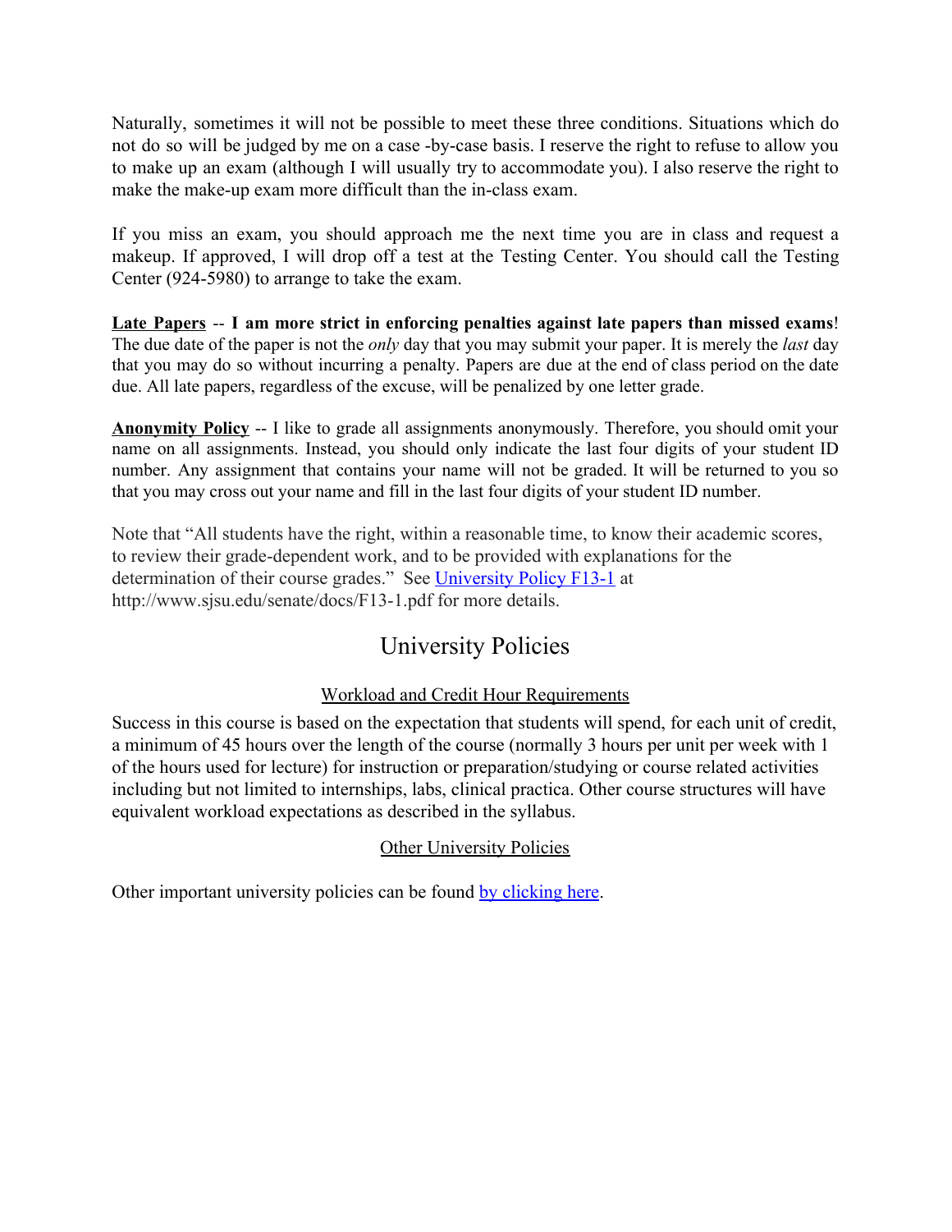Naturally, sometimes it will not be possible to meet these three conditions. Situations which do not do so will be judged by me on a case -by-case basis. I reserve the right to refuse to allow you to make up an exam (although I will usually try to accommodate you). I also reserve the right to make the make-up exam more difficult than the in-class exam.

If you miss an exam, you should approach me the next time you are in class and request a makeup. If approved, I will drop off a test at the Testing Center. You should call the Testing Center (924-5980) to arrange to take the exam.

**Late Papers** -- **I am more strict in enforcing penalties against late papers than missed exams**! The due date of the paper is not the *only* day that you may submit your paper. It is merely the *last* day that you may do so without incurring a penalty. Papers are due at the end of class period on the date due. All late papers, regardless of the excuse, will be penalized by one letter grade.

**Anonymity Policy** -- I like to grade all assignments anonymously. Therefore, you should omit your name on all assignments. Instead, you should only indicate the last four digits of your student ID number. Any assignment that contains your name will not be graded. It will be returned to you so that you may cross out your name and fill in the last four digits of your student ID number.

Note that "All students have the right, within a reasonable time, to know their academic scores, to review their grade-dependent work, and to be provided with explanations for the determination of their course grades." See [University Policy F13-1](http://www.sjsu.edu/senate/docs/F13-1.pdf) at http://www.sjsu.edu/senate/docs/F13-1.pdf for more details.

# University Policies

## Workload and Credit Hour Requirements

Success in this course is based on the expectation that students will spend, for each unit of credit, a minimum of 45 hours over the length of the course (normally 3 hours per unit per week with 1 of the hours used for lecture) for instruction or preparation/studying or course related activities including but not limited to internships, labs, clinical practica. Other course structures will have equivalent workload expectations as described in the syllabus.

## Other University Policies

Other important university policies can be found by clicking here.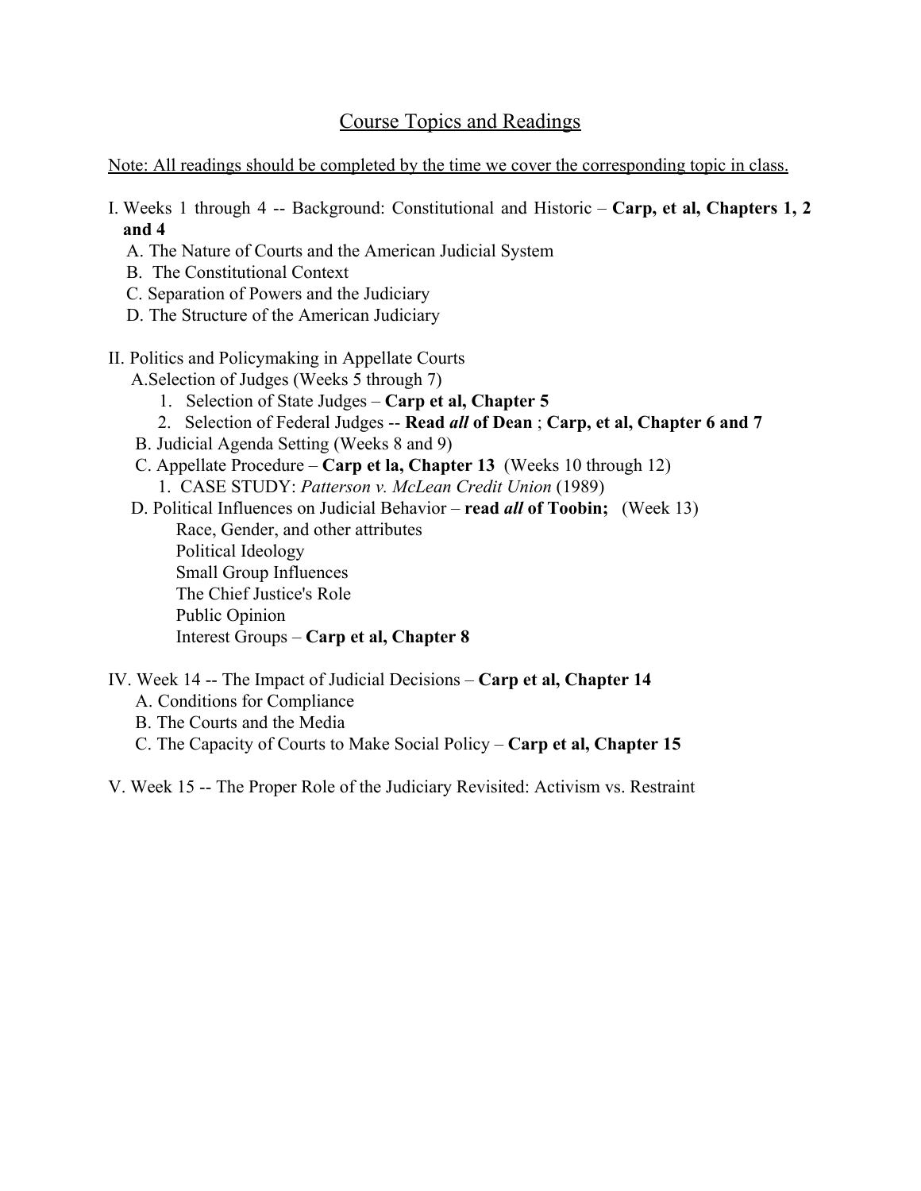## Course Topics and Readings

Note: All readings should be completed by the time we cover the corresponding topic in class.

I. Weeks 1 through 4 -- Background: Constitutional and Historic – **Carp, et al, Chapters 1, 2 and 4**

- A. The Nature of Courts and the American Judicial System
- B. The Constitutional Context
- C. Separation of Powers and the Judiciary
- D. The Structure of the American Judiciary

II. Politics and Policymaking in Appellate Courts

- A. Selection of Judges (Weeks 5 through 7)
  1. Selection of State Judges – **Carp et al, Chapter 5**
  2. Selection of Federal Judges -- **Read *all* of Dean** ; **Carp, et al, Chapter 6 and 7**
- B. Judicial Agenda Setting (Weeks 8 and 9)
- C. Appellate Procedure – **Carp et la, Chapter 13** (Weeks 10 through 12)
  1. CASE STUDY: *Patterson v. McLean Credit Union* (1989)
- D. Political Influences on Judicial Behavior – **read *all* of Toobin;** (Week 13)
  - Race, Gender, and other attributes
  - Political Ideology
  - Small Group Influences
  - The Chief Justice's Role
  - Public Opinion
  - Interest Groups – **Carp et al, Chapter 8**

IV. Week 14 -- The Impact of Judicial Decisions – **Carp et al, Chapter 14**

- A. Conditions for Compliance
- B. The Courts and the Media
- C. The Capacity of Courts to Make Social Policy – **Carp et al, Chapter 15**

V. Week 15 -- The Proper Role of the Judiciary Revisited: Activism vs. Restraint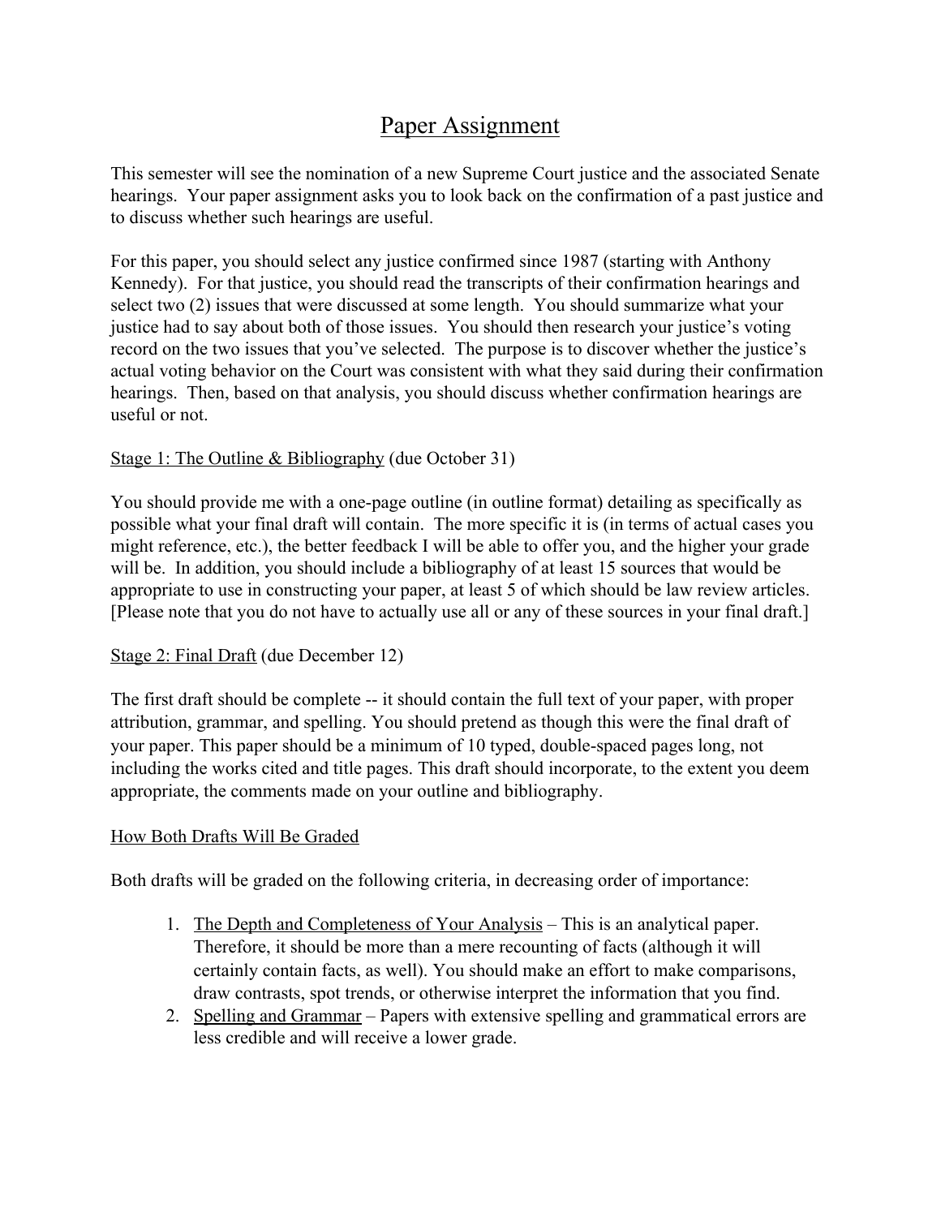# Paper Assignment

This semester will see the nomination of a new Supreme Court justice and the associated Senate hearings. Your paper assignment asks you to look back on the confirmation of a past justice and to discuss whether such hearings are useful.

For this paper, you should select any justice confirmed since 1987 (starting with Anthony Kennedy). For that justice, you should read the transcripts of their confirmation hearings and select two (2) issues that were discussed at some length. You should summarize what your justice had to say about both of those issues. You should then research your justice's voting record on the two issues that you've selected. The purpose is to discover whether the justice's actual voting behavior on the Court was consistent with what they said during their confirmation hearings. Then, based on that analysis, you should discuss whether confirmation hearings are useful or not.

<u>Stage 1: The Outline & Bibliography</u> (due October 31)

You should provide me with a one-page outline (in outline format) detailing as specifically as possible what your final draft will contain. The more specific it is (in terms of actual cases you might reference, etc.), the better feedback I will be able to offer you, and the higher your grade will be. In addition, you should include a bibliography of at least 15 sources that would be appropriate to use in constructing your paper, at least 5 of which should be law review articles. [Please note that you do not have to actually use all or any of these sources in your final draft.]

<u>Stage 2: Final Draft</u> (due December 12)

The first draft should be complete -- it should contain the full text of your paper, with proper attribution, grammar, and spelling. You should pretend as though this were the final draft of your paper. This paper should be a minimum of 10 typed, double-spaced pages long, not including the works cited and title pages. This draft should incorporate, to the extent you deem appropriate, the comments made on your outline and bibliography.

<u>How Both Drafts Will Be Graded</u>

Both drafts will be graded on the following criteria, in decreasing order of importance:

1. <u>The Depth and Completeness of Your Analysis</u> – This is an analytical paper. Therefore, it should be more than a mere recounting of facts (although it will certainly contain facts, as well). You should make an effort to make comparisons, draw contrasts, spot trends, or otherwise interpret the information that you find.
2. <u>Spelling and Grammar</u> – Papers with extensive spelling and grammatical errors are less credible and will receive a lower grade.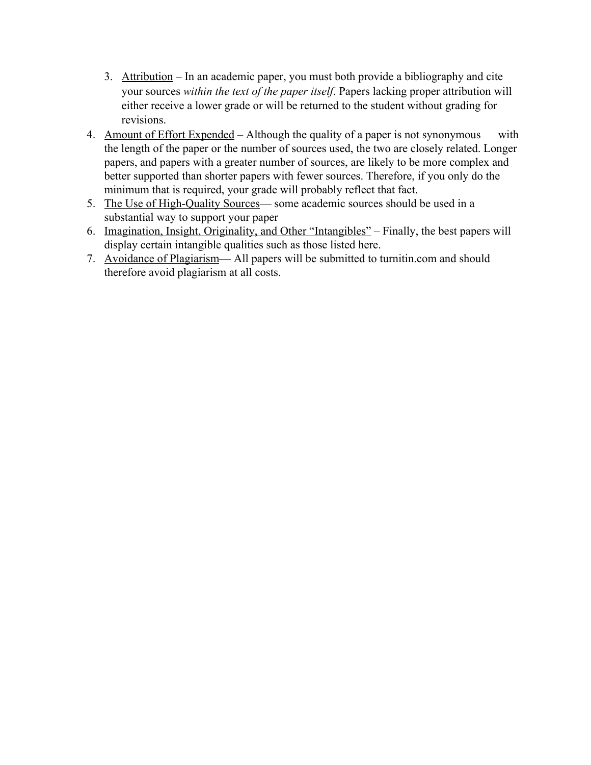3. Attribution – In an academic paper, you must both provide a bibliography and cite your sources *within the text of the paper itself*. Papers lacking proper attribution will either receive a lower grade or will be returned to the student without grading for revisions.
4. Amount of Effort Expended – Although the quality of a paper is not synonymous with the length of the paper or the number of sources used, the two are closely related. Longer papers, and papers with a greater number of sources, are likely to be more complex and better supported than shorter papers with fewer sources. Therefore, if you only do the minimum that is required, your grade will probably reflect that fact.
5. The Use of High-Quality Sources— some academic sources should be used in a substantial way to support your paper
6. Imagination, Insight, Originality, and Other "Intangibles" – Finally, the best papers will display certain intangible qualities such as those listed here.
7. Avoidance of Plagiarism— All papers will be submitted to turnitin.com and should therefore avoid plagiarism at all costs.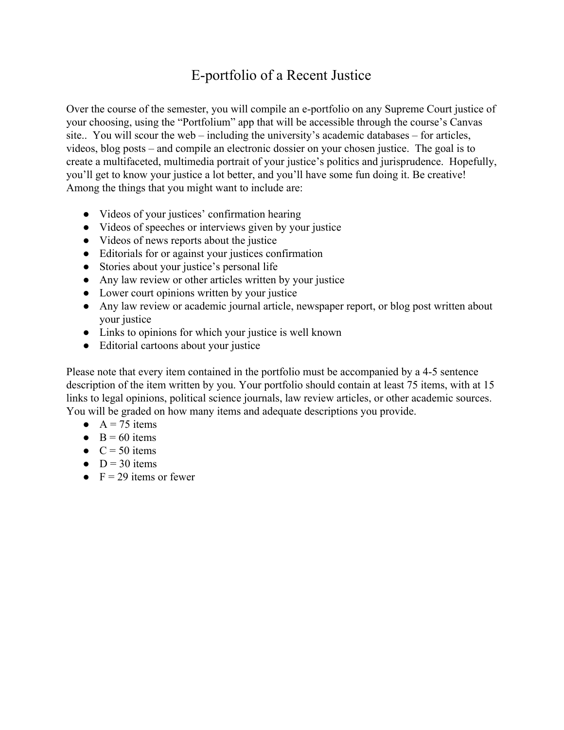# E-portfolio of a Recent Justice

Over the course of the semester, you will compile an e-portfolio on any Supreme Court justice of your choosing, using the "Portfolium" app that will be accessible through the course's Canvas site.. You will scour the web – including the university's academic databases – for articles, videos, blog posts – and compile an electronic dossier on your chosen justice. The goal is to create a multifaceted, multimedia portrait of your justice's politics and jurisprudence. Hopefully, you'll get to know your justice a lot better, and you'll have some fun doing it. Be creative! Among the things that you might want to include are:

- Videos of your justices' confirmation hearing
- Videos of speeches or interviews given by your justice
- Videos of news reports about the justice
- Editorials for or against your justices confirmation
- Stories about your justice's personal life
- Any law review or other articles written by your justice
- Lower court opinions written by your justice
- Any law review or academic journal article, newspaper report, or blog post written about your justice
- Links to opinions for which your justice is well known
- Editorial cartoons about your justice

Please note that every item contained in the portfolio must be accompanied by a 4-5 sentence description of the item written by you. Your portfolio should contain at least 75 items, with at 15 links to legal opinions, political science journals, law review articles, or other academic sources. You will be graded on how many items and adequate descriptions you provide.

- A = 75 items
- B = 60 items
- C = 50 items
- D = 30 items
- F = 29 items or fewer